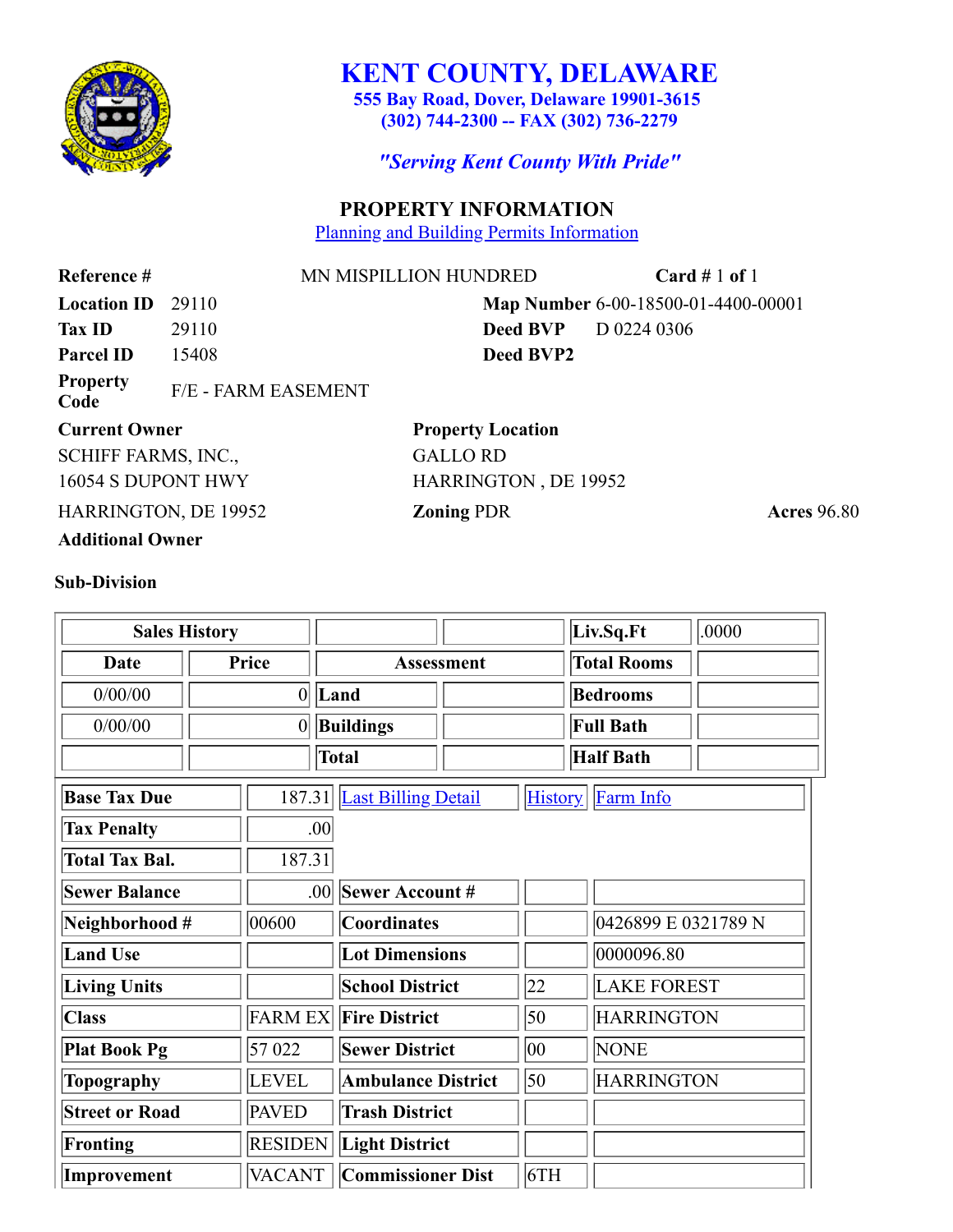# KENT COUNTY, DELAWARE

**555 Bay Road, Dover, Delaware 19901-3615**
**(302) 744-2300 -- FAX (302) 736-2279**

***"Serving Kent County With Pride"***

## PROPERTY INFORMATION

Planning and Building Permits Information

**Reference #** MN MISPILLION HUNDRED **Card #** 1 **of** 1

**Location ID** 29110 **Map Number** 6-00-18500-01-4400-00001

**Tax ID** 29110 **Deed BVP** D 0224 0306

**Parcel ID** 15408 **Deed BVP2**

**Property Code** F/E - FARM EASEMENT

**Current Owner**
SCHIFF FARMS, INC.,
16054 S DUPONT HWY
HARRINGTON, DE 19952

**Property Location**
GALLO RD
HARRINGTON , DE 19952

**Zoning** PDR **Acres** 96.80

**Additional Owner**

**Sub-Division**

| **Sales History** | | | | **Liv.Sq.Ft** | .0000 |
|---|---|---|---|---|---|
| **Date** | **Price** | **Assessment** | | **Total Rooms** | |
| 0/00/00 | 0 | **Land** | | **Bedrooms** | |
| 0/00/00 | 0 | **Buildings** | | **Full Bath** | |
| | | **Total** | | **Half Bath** | |

| | | | | |
|---|---|---|---|---|
| **Base Tax Due** | 187.31 | Last Billing Detail | History | Farm Info |
| **Tax Penalty** | .00 | | | |
| **Total Tax Bal.** | 187.31 | | | |
| **Sewer Balance** | .00 | **Sewer Account #** | | |
| **Neighborhood #** | 00600 | **Coordinates** | | 0426899 E 0321789 N |
| **Land Use** | | **Lot Dimensions** | | 0000096.80 |
| **Living Units** | | **School District** | 22 | LAKE FOREST |
| **Class** | FARM EX | **Fire District** | 50 | HARRINGTON |
| **Plat Book Pg** | 57 022 | **Sewer District** | 00 | NONE |
| **Topography** | LEVEL | **Ambulance District** | 50 | HARRINGTON |
| **Street or Road** | PAVED | **Trash District** | | |
| **Fronting** | RESIDEN | **Light District** | | |
| **Improvement** | VACANT | **Commissioner Dist** | 6TH | |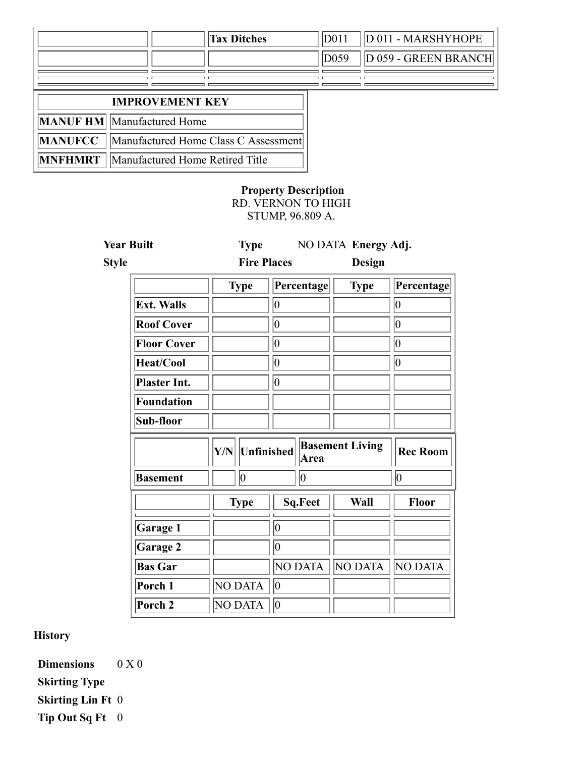| | | | | |
|---|---|---|---|---|
| | | **Tax Ditches** | D011 | D 011 - MARSHYHOPE |
| | | | D059 | D 059 - GREEN BRANCH |
| | | | | |
| | | | | |

| IMPROVEMENT KEY | |
|---|---|
| **MANUF HM** | Manufactured Home |
| **MANUFCC** | Manufactured Home Class C Assessment |
| **MNFHMRT** | Manufactured Home Retired Title |

**Property Description**
RD. VERNON TO HIGH
STUMP, 96.809 A.

| | | | | | |
|---|---|---|---|---|---|
| **Year Built** | | **Type** | NO DATA | **Energy Adj.** | |
| **Style** | | **Fire Places** | | **Design** | |

| | Type | Percentage | Type | Percentage |
|---|---|---|---|---|
| **Ext. Walls** | | 0 | | 0 |
| **Roof Cover** | | 0 | | 0 |
| **Floor Cover** | | 0 | | 0 |
| **Heat/Cool** | | 0 | | 0 |
| **Plaster Int.** | | 0 | | |
| **Foundation** | | | | |
| **Sub-floor** | | | | |

| | Y/N | Unfinished | Basement Living Area | Rec Room |
|---|---|---|---|---|
| **Basement** | | 0 | 0 | 0 |

| | Type | Sq.Feet | Wall | Floor |
|---|---|---|---|---|
| | | | | |
| **Garage 1** | | 0 | | |
| **Garage 2** | | 0 | | |
| **Bas Gar** | | NO DATA | NO DATA | NO DATA |
| **Porch 1** | NO DATA | 0 | | |
| **Porch 2** | NO DATA | 0 | | |

**History**

| | |
|---|---|
| **Dimensions** | 0 X 0 |
| **Skirting Type** | |
| **Skirting Lin Ft** | 0 |
| **Tip Out Sq Ft** | 0 |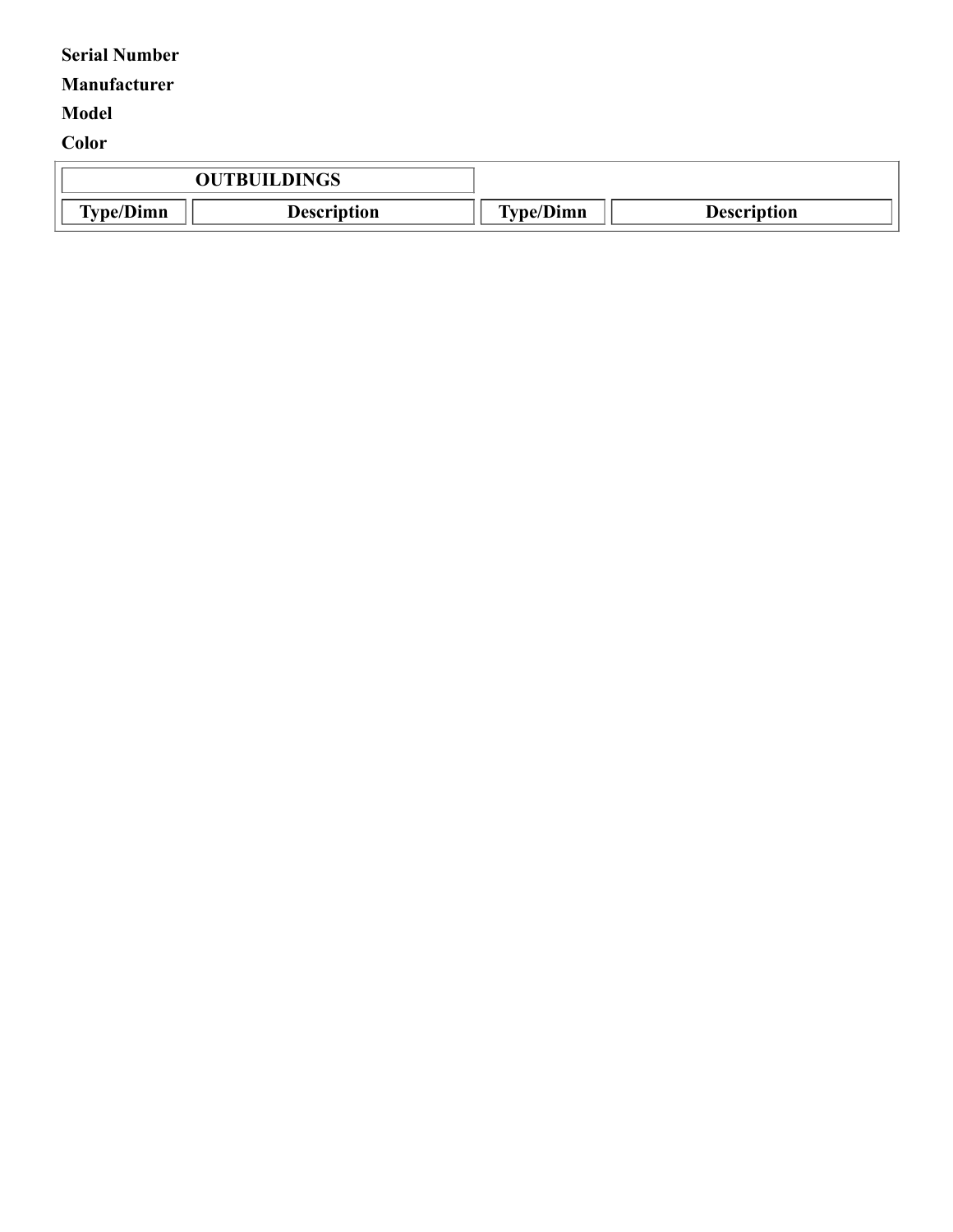**Serial Number**

**Manufacturer**

**Model**

**Color**

| OUTBUILDINGS | | | |
|---|---|---|---|
| **Type/Dimn** | **Description** | **Type/Dimn** | **Description** |